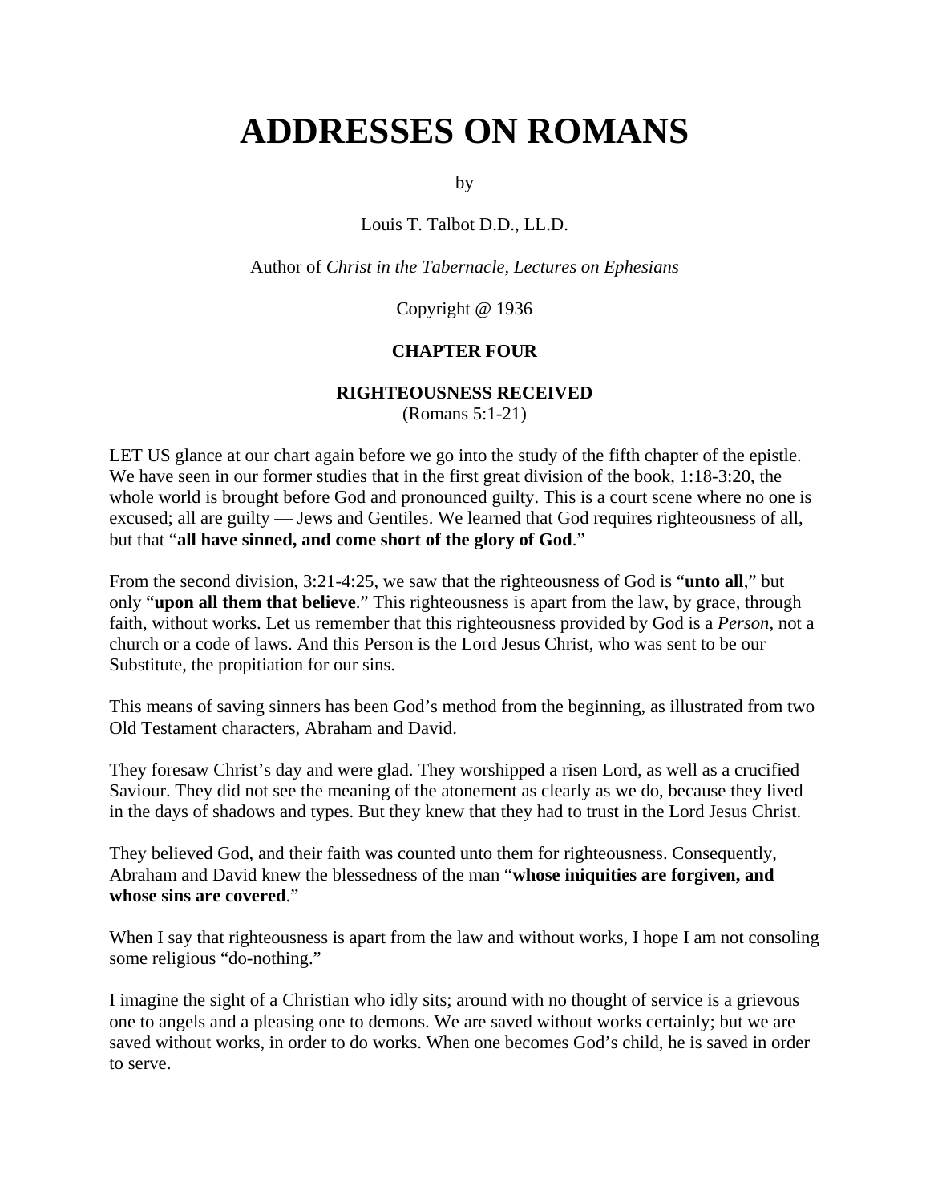# ADDRESSES ON ROMANS

by

Louis T. Talbot D.D., LL.D.

Author of *Christ in the Tabernacle, Lectures on Ephesians*

Copyright @ 1936

### CHAPTER FOUR

### RIGHTEOUSNESS RECEIVED

(Romans 5:1-21)

LET US glance at our chart again before we go into the study of the fifth chapter of the epistle. We have seen in our former studies that in the first great division of the book, 1:18-3:20, the whole world is brought before God and pronounced guilty. This is a court scene where no one is excused; all are guilty — Jews and Gentiles. We learned that God requires righteousness of all, but that "**all have sinned, and come short of the glory of God**."

From the second division, 3:21-4:25, we saw that the righteousness of God is "**unto all**," but only "**upon all them that believe**." This righteousness is apart from the law, by grace, through faith, without works. Let us remember that this righteousness provided by God is a *Person*, not a church or a code of laws. And this Person is the Lord Jesus Christ, who was sent to be our Substitute, the propitiation for our sins.

This means of saving sinners has been God's method from the beginning, as illustrated from two Old Testament characters, Abraham and David.

They foresaw Christ's day and were glad. They worshipped a risen Lord, as well as a crucified Saviour. They did not see the meaning of the atonement as clearly as we do, because they lived in the days of shadows and types. But they knew that they had to trust in the Lord Jesus Christ.

They believed God, and their faith was counted unto them for righteousness. Consequently, Abraham and David knew the blessedness of the man "**whose iniquities are forgiven, and whose sins are covered**."

When I say that righteousness is apart from the law and without works, I hope I am not consoling some religious "do-nothing."

I imagine the sight of a Christian who idly sits; around with no thought of service is a grievous one to angels and a pleasing one to demons. We are saved without works certainly; but we are saved without works, in order to do works. When one becomes God's child, he is saved in order to serve.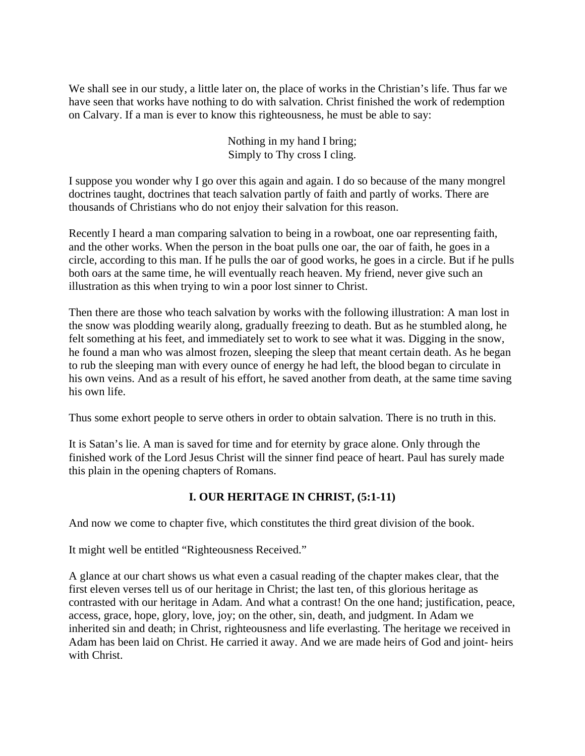We shall see in our study, a little later on, the place of works in the Christian's life. Thus far we have seen that works have nothing to do with salvation. Christ finished the work of redemption on Calvary. If a man is ever to know this righteousness, he must be able to say:

Nothing in my hand I bring;
Simply to Thy cross I cling.

I suppose you wonder why I go over this again and again. I do so because of the many mongrel doctrines taught, doctrines that teach salvation partly of faith and partly of works. There are thousands of Christians who do not enjoy their salvation for this reason.

Recently I heard a man comparing salvation to being in a rowboat, one oar representing faith, and the other works. When the person in the boat pulls one oar, the oar of faith, he goes in a circle, according to this man. If he pulls the oar of good works, he goes in a circle. But if he pulls both oars at the same time, he will eventually reach heaven. My friend, never give such an illustration as this when trying to win a poor lost sinner to Christ.

Then there are those who teach salvation by works with the following illustration: A man lost in the snow was plodding wearily along, gradually freezing to death. But as he stumbled along, he felt something at his feet, and immediately set to work to see what it was. Digging in the snow, he found a man who was almost frozen, sleeping the sleep that meant certain death. As he began to rub the sleeping man with every ounce of energy he had left, the blood began to circulate in his own veins. And as a result of his effort, he saved another from death, at the same time saving his own life.

Thus some exhort people to serve others in order to obtain salvation. There is no truth in this.

It is Satan's lie. A man is saved for time and for eternity by grace alone. Only through the finished work of the Lord Jesus Christ will the sinner find peace of heart. Paul has surely made this plain in the opening chapters of Romans.

## I. OUR HERITAGE IN CHRIST, (5:1-11)

And now we come to chapter five, which constitutes the third great division of the book.

It might well be entitled "Righteousness Received."

A glance at our chart shows us what even a casual reading of the chapter makes clear, that the first eleven verses tell us of our heritage in Christ; the last ten, of this glorious heritage as contrasted with our heritage in Adam. And what a contrast! On the one hand; justification, peace, access, grace, hope, glory, love, joy; on the other, sin, death, and judgment. In Adam we inherited sin and death; in Christ, righteousness and life everlasting. The heritage we received in Adam has been laid on Christ. He carried it away. And we are made heirs of God and joint- heirs with Christ.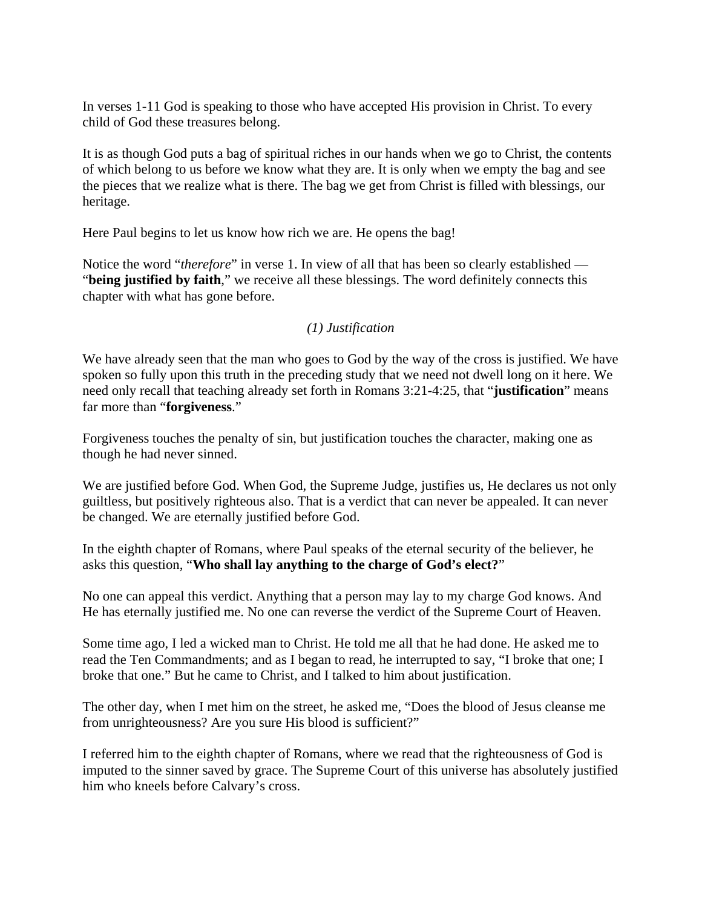In verses 1-11 God is speaking to those who have accepted His provision in Christ. To every child of God these treasures belong.

It is as though God puts a bag of spiritual riches in our hands when we go to Christ, the contents of which belong to us before we know what they are. It is only when we empty the bag and see the pieces that we realize what is there. The bag we get from Christ is filled with blessings, our heritage.

Here Paul begins to let us know how rich we are. He opens the bag!

Notice the word "*therefore*" in verse 1. In view of all that has been so clearly established — "**being justified by faith**," we receive all these blessings. The word definitely connects this chapter with what has gone before.

*(1) Justification*

We have already seen that the man who goes to God by the way of the cross is justified. We have spoken so fully upon this truth in the preceding study that we need not dwell long on it here. We need only recall that teaching already set forth in Romans 3:21-4:25, that "**justification**" means far more than "**forgiveness**."

Forgiveness touches the penalty of sin, but justification touches the character, making one as though he had never sinned.

We are justified before God. When God, the Supreme Judge, justifies us, He declares us not only guiltless, but positively righteous also. That is a verdict that can never be appealed. It can never be changed. We are eternally justified before God.

In the eighth chapter of Romans, where Paul speaks of the eternal security of the believer, he asks this question, "**Who shall lay anything to the charge of God's elect?**"

No one can appeal this verdict. Anything that a person may lay to my charge God knows. And He has eternally justified me. No one can reverse the verdict of the Supreme Court of Heaven.

Some time ago, I led a wicked man to Christ. He told me all that he had done. He asked me to read the Ten Commandments; and as I began to read, he interrupted to say, "I broke that one; I broke that one." But he came to Christ, and I talked to him about justification.

The other day, when I met him on the street, he asked me, "Does the blood of Jesus cleanse me from unrighteousness? Are you sure His blood is sufficient?"

I referred him to the eighth chapter of Romans, where we read that the righteousness of God is imputed to the sinner saved by grace. The Supreme Court of this universe has absolutely justified him who kneels before Calvary's cross.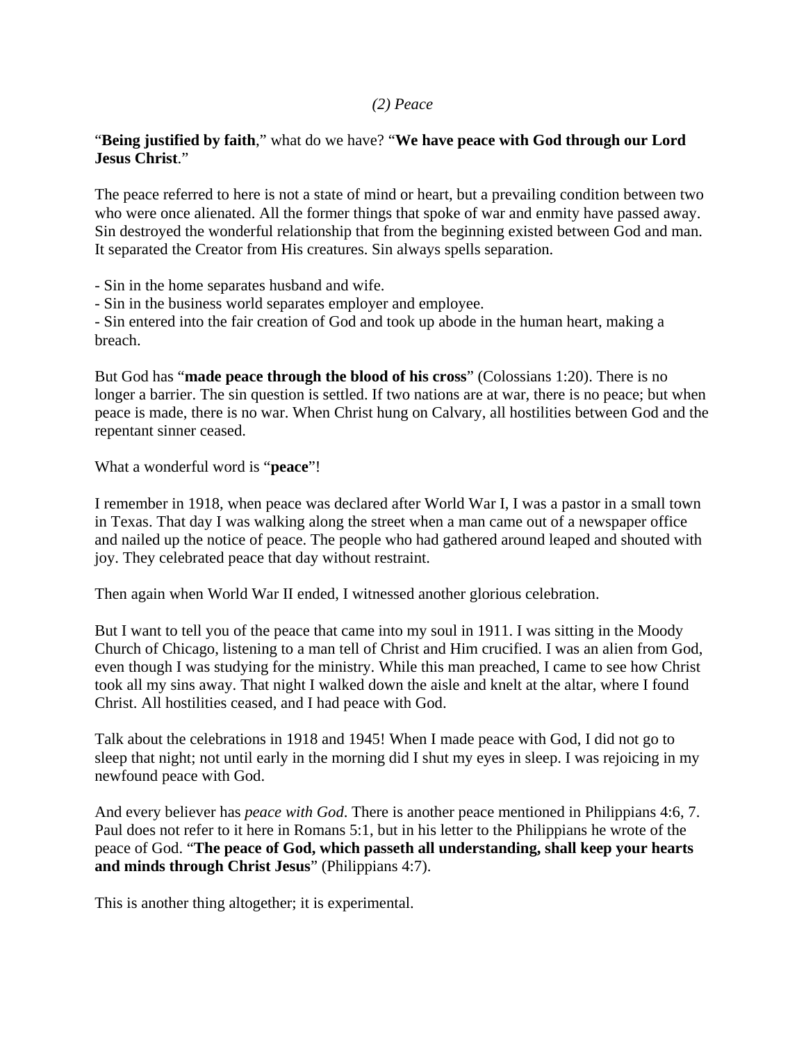*(2) Peace*

"**Being justified by faith**," what do we have? "**We have peace with God through our Lord Jesus Christ**."

The peace referred to here is not a state of mind or heart, but a prevailing condition between two who were once alienated. All the former things that spoke of war and enmity have passed away. Sin destroyed the wonderful relationship that from the beginning existed between God and man. It separated the Creator from His creatures. Sin always spells separation.

- Sin in the home separates husband and wife.
- Sin in the business world separates employer and employee.
- Sin entered into the fair creation of God and took up abode in the human heart, making a breach.

But God has "**made peace through the blood of his cross**" (Colossians 1:20). There is no longer a barrier. The sin question is settled. If two nations are at war, there is no peace; but when peace is made, there is no war. When Christ hung on Calvary, all hostilities between God and the repentant sinner ceased.

What a wonderful word is "**peace**"!

I remember in 1918, when peace was declared after World War I, I was a pastor in a small town in Texas. That day I was walking along the street when a man came out of a newspaper office and nailed up the notice of peace. The people who had gathered around leaped and shouted with joy. They celebrated peace that day without restraint.

Then again when World War II ended, I witnessed another glorious celebration.

But I want to tell you of the peace that came into my soul in 1911. I was sitting in the Moody Church of Chicago, listening to a man tell of Christ and Him crucified. I was an alien from God, even though I was studying for the ministry. While this man preached, I came to see how Christ took all my sins away. That night I walked down the aisle and knelt at the altar, where I found Christ. All hostilities ceased, and I had peace with God.

Talk about the celebrations in 1918 and 1945! When I made peace with God, I did not go to sleep that night; not until early in the morning did I shut my eyes in sleep. I was rejoicing in my newfound peace with God.

And every believer has *peace with God*. There is another peace mentioned in Philippians 4:6, 7. Paul does not refer to it here in Romans 5:1, but in his letter to the Philippians he wrote of the peace of God. "**The peace of God, which passeth all understanding, shall keep your hearts and minds through Christ Jesus**" (Philippians 4:7).

This is another thing altogether; it is experimental.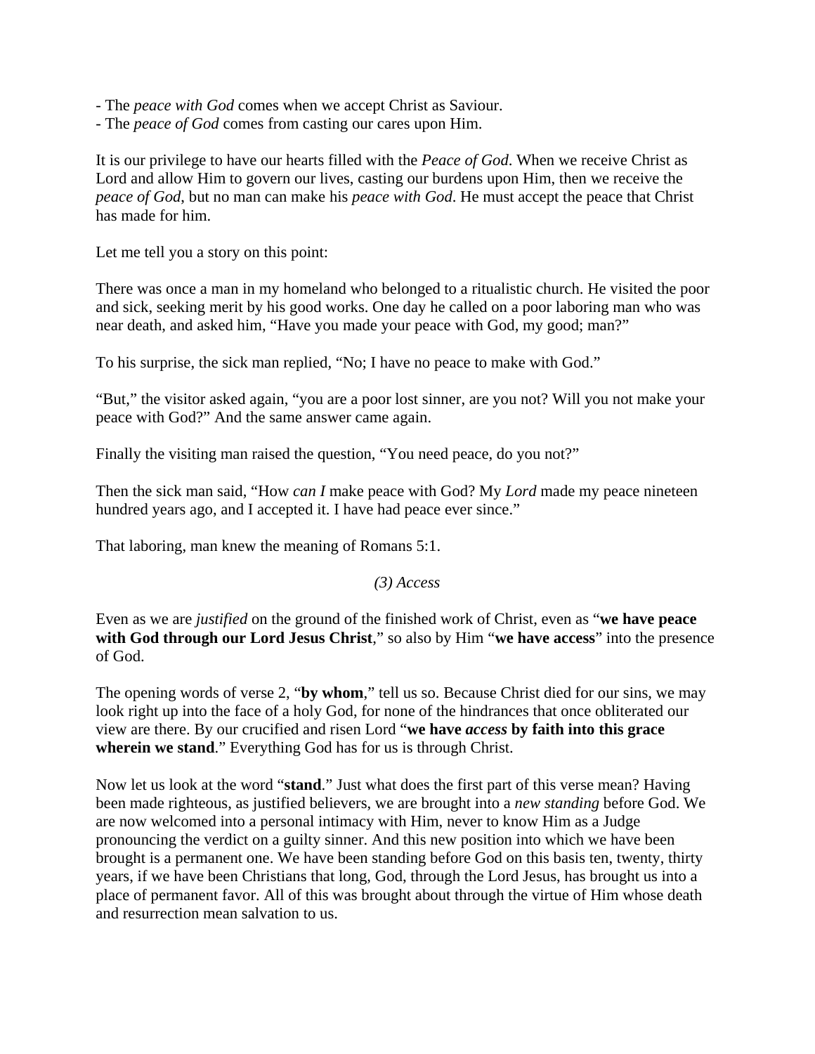- The *peace with God* comes when we accept Christ as Saviour.
- The *peace of God* comes from casting our cares upon Him.

It is our privilege to have our hearts filled with the *Peace of God*. When we receive Christ as Lord and allow Him to govern our lives, casting our burdens upon Him, then we receive the *peace of God*, but no man can make his *peace with God*. He must accept the peace that Christ has made for him.

Let me tell you a story on this point:

There was once a man in my homeland who belonged to a ritualistic church. He visited the poor and sick, seeking merit by his good works. One day he called on a poor laboring man who was near death, and asked him, "Have you made your peace with God, my good; man?"

To his surprise, the sick man replied, "No; I have no peace to make with God."

"But," the visitor asked again, "you are a poor lost sinner, are you not? Will you not make your peace with God?" And the same answer came again.

Finally the visiting man raised the question, "You need peace, do you not?"

Then the sick man said, "How *can I* make peace with God? My *Lord* made my peace nineteen hundred years ago, and I accepted it. I have had peace ever since."

That laboring, man knew the meaning of Romans 5:1.

*(3) Access*

Even as we are *justified* on the ground of the finished work of Christ, even as "**we have peace with God through our Lord Jesus Christ**," so also by Him "**we have access**" into the presence of God.

The opening words of verse 2, "**by whom**," tell us so. Because Christ died for our sins, we may look right up into the face of a holy God, for none of the hindrances that once obliterated our view are there. By our crucified and risen Lord "**we have *access* by faith into this grace wherein we stand**." Everything God has for us is through Christ.

Now let us look at the word "**stand**." Just what does the first part of this verse mean? Having been made righteous, as justified believers, we are brought into a *new standing* before God. We are now welcomed into a personal intimacy with Him, never to know Him as a Judge pronouncing the verdict on a guilty sinner. And this new position into which we have been brought is a permanent one. We have been standing before God on this basis ten, twenty, thirty years, if we have been Christians that long, God, through the Lord Jesus, has brought us into a place of permanent favor. All of this was brought about through the virtue of Him whose death and resurrection mean salvation to us.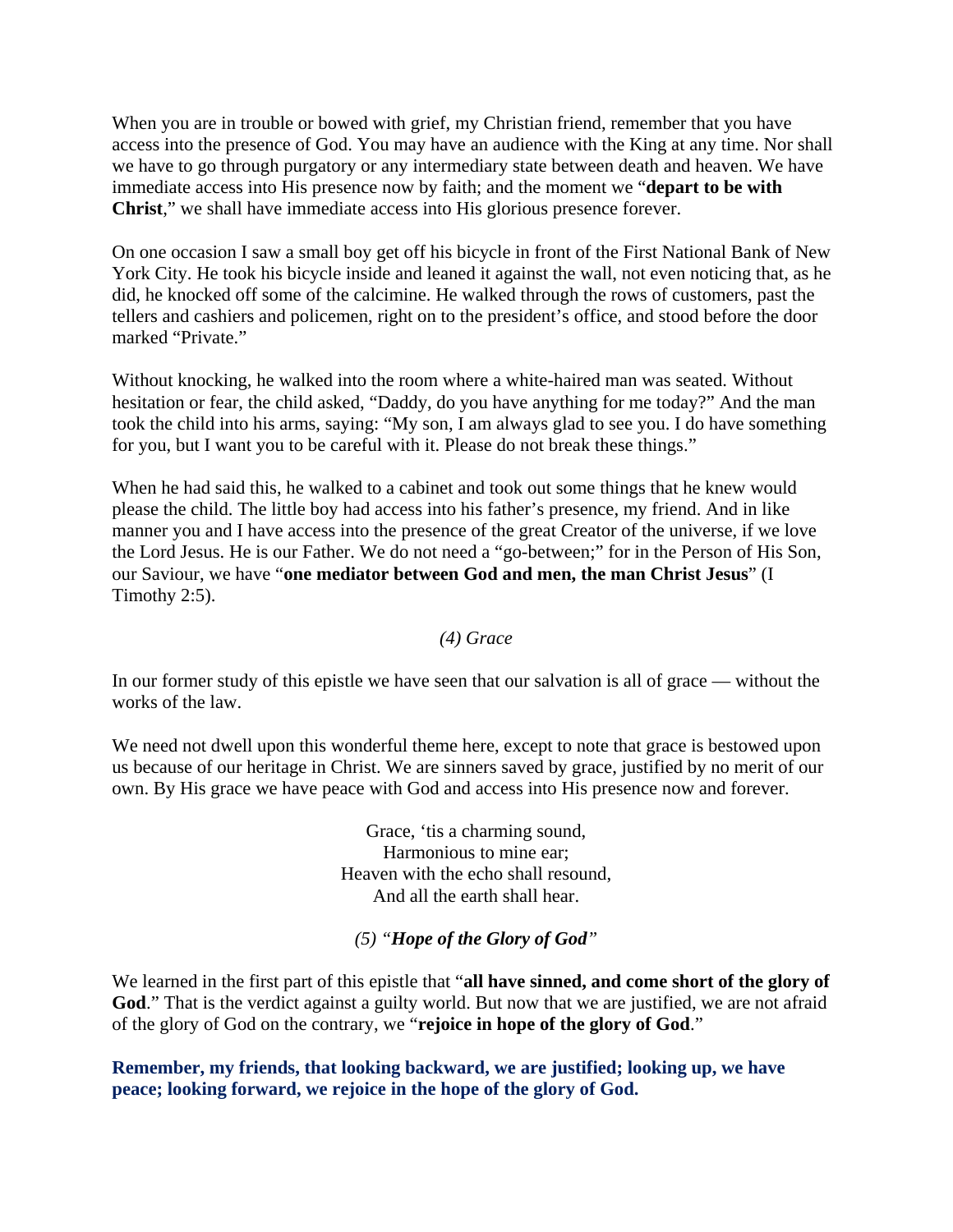When you are in trouble or bowed with grief, my Christian friend, remember that you have access into the presence of God. You may have an audience with the King at any time. Nor shall we have to go through purgatory or any intermediary state between death and heaven. We have immediate access into His presence now by faith; and the moment we "**depart to be with Christ**," we shall have immediate access into His glorious presence forever.

On one occasion I saw a small boy get off his bicycle in front of the First National Bank of New York City. He took his bicycle inside and leaned it against the wall, not even noticing that, as he did, he knocked off some of the calcimine. He walked through the rows of customers, past the tellers and cashiers and policemen, right on to the president's office, and stood before the door marked "Private."

Without knocking, he walked into the room where a white-haired man was seated. Without hesitation or fear, the child asked, "Daddy, do you have anything for me today?" And the man took the child into his arms, saying: "My son, I am always glad to see you. I do have something for you, but I want you to be careful with it. Please do not break these things."

When he had said this, he walked to a cabinet and took out some things that he knew would please the child. The little boy had access into his father's presence, my friend. And in like manner you and I have access into the presence of the great Creator of the universe, if we love the Lord Jesus. He is our Father. We do not need a "go-between;" for in the Person of His Son, our Saviour, we have "**one mediator between God and men, the man Christ Jesus**" (I Timothy 2:5).

### *(4) Grace*

In our former study of this epistle we have seen that our salvation is all of grace — without the works of the law.

We need not dwell upon this wonderful theme here, except to note that grace is bestowed upon us because of our heritage in Christ. We are sinners saved by grace, justified by no merit of our own. By His grace we have peace with God and access into His presence now and forever.

Grace, 'tis a charming sound,  
Harmonious to mine ear;  
Heaven with the echo shall resound,  
And all the earth shall hear.

### *(5) "**Hope of the Glory of God**"*

We learned in the first part of this epistle that "**all have sinned, and come short of the glory of God**." That is the verdict against a guilty world. But now that we are justified, we are not afraid of the glory of God on the contrary, we "**rejoice in hope of the glory of God**."

**Remember, my friends, that looking backward, we are justified; looking up, we have peace; looking forward, we rejoice in the hope of the glory of God.**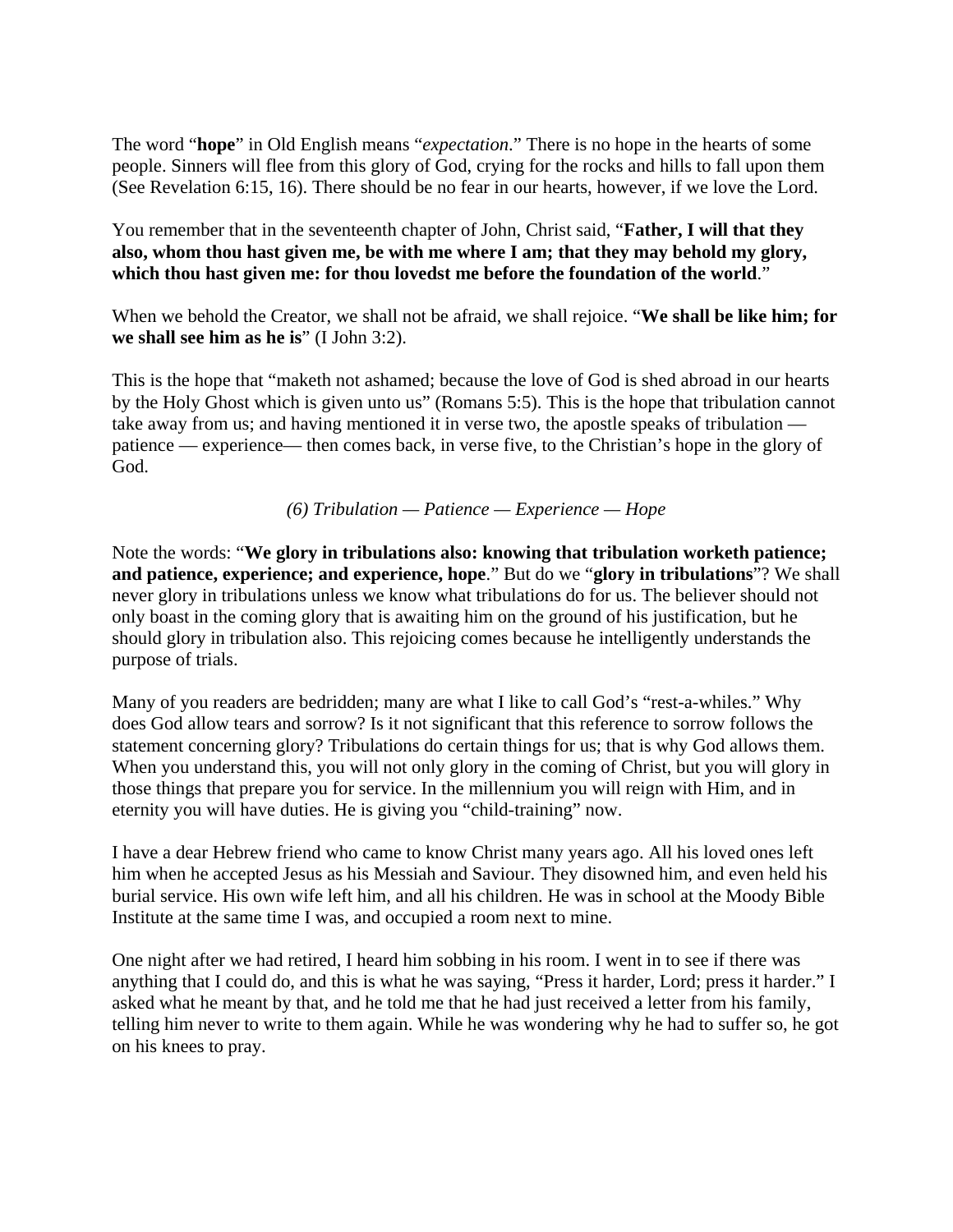The word “**hope**” in Old English means “*expectation*.” There is no hope in the hearts of some people. Sinners will flee from this glory of God, crying for the rocks and hills to fall upon them (See Revelation 6:15, 16). There should be no fear in our hearts, however, if we love the Lord.

You remember that in the seventeenth chapter of John, Christ said, “**Father, I will that they also, whom thou hast given me, be with me where I am; that they may behold my glory, which thou hast given me: for thou lovedst me before the foundation of the world**.”

When we behold the Creator, we shall not be afraid, we shall rejoice. “**We shall be like him; for we shall see him as he is**” (I John 3:2).

This is the hope that “maketh not ashamed; because the love of God is shed abroad in our hearts by the Holy Ghost which is given unto us” (Romans 5:5). This is the hope that tribulation cannot take away from us; and having mentioned it in verse two, the apostle speaks of tribulation — patience — experience— then comes back, in verse five, to the Christian’s hope in the glory of God.

*(6) Tribulation — Patience — Experience — Hope*

Note the words: “**We glory in tribulations also: knowing that tribulation worketh patience; and patience, experience; and experience, hope**.” But do we “**glory in tribulations**”? We shall never glory in tribulations unless we know what tribulations do for us. The believer should not only boast in the coming glory that is awaiting him on the ground of his justification, but he should glory in tribulation also. This rejoicing comes because he intelligently understands the purpose of trials.

Many of you readers are bedridden; many are what I like to call God’s “rest-a-whiles.” Why does God allow tears and sorrow? Is it not significant that this reference to sorrow follows the statement concerning glory? Tribulations do certain things for us; that is why God allows them. When you understand this, you will not only glory in the coming of Christ, but you will glory in those things that prepare you for service. In the millennium you will reign with Him, and in eternity you will have duties. He is giving you “child-training” now.

I have a dear Hebrew friend who came to know Christ many years ago. All his loved ones left him when he accepted Jesus as his Messiah and Saviour. They disowned him, and even held his burial service. His own wife left him, and all his children. He was in school at the Moody Bible Institute at the same time I was, and occupied a room next to mine.

One night after we had retired, I heard him sobbing in his room. I went in to see if there was anything that I could do, and this is what he was saying, “Press it harder, Lord; press it harder.” I asked what he meant by that, and he told me that he had just received a letter from his family, telling him never to write to them again. While he was wondering why he had to suffer so, he got on his knees to pray.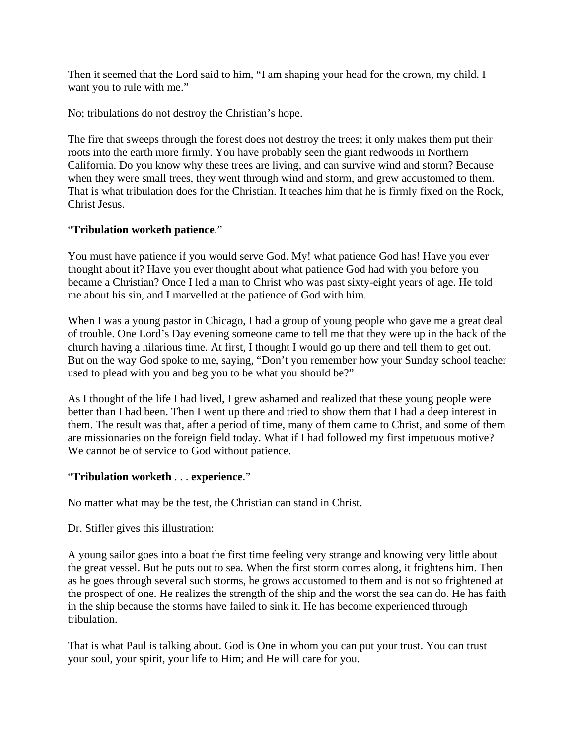Then it seemed that the Lord said to him, “I am shaping your head for the crown, my child. I want you to rule with me.”

No; tribulations do not destroy the Christian’s hope.

The fire that sweeps through the forest does not destroy the trees; it only makes them put their roots into the earth more firmly. You have probably seen the giant redwoods in Northern California. Do you know why these trees are living, and can survive wind and storm? Because when they were small trees, they went through wind and storm, and grew accustomed to them. That is what tribulation does for the Christian. It teaches him that he is firmly fixed on the Rock, Christ Jesus.

“**Tribulation worketh patience**.”

You must have patience if you would serve God. My! what patience God has! Have you ever thought about it? Have you ever thought about what patience God had with you before you became a Christian? Once I led a man to Christ who was past sixty-eight years of age. He told me about his sin, and I marvelled at the patience of God with him.

When I was a young pastor in Chicago, I had a group of young people who gave me a great deal of trouble. One Lord’s Day evening someone came to tell me that they were up in the back of the church having a hilarious time. At first, I thought I would go up there and tell them to get out. But on the way God spoke to me, saying, “Don’t you remember how your Sunday school teacher used to plead with you and beg you to be what you should be?”

As I thought of the life I had lived, I grew ashamed and realized that these young people were better than I had been. Then I went up there and tried to show them that I had a deep interest in them. The result was that, after a period of time, many of them came to Christ, and some of them are missionaries on the foreign field today. What if I had followed my first impetuous motive? We cannot be of service to God without patience.

“**Tribulation worketh** . . . **experience**.”

No matter what may be the test, the Christian can stand in Christ.

Dr. Stifler gives this illustration:

A young sailor goes into a boat the first time feeling very strange and knowing very little about the great vessel. But he puts out to sea. When the first storm comes along, it frightens him. Then as he goes through several such storms, he grows accustomed to them and is not so frightened at the prospect of one. He realizes the strength of the ship and the worst the sea can do. He has faith in the ship because the storms have failed to sink it. He has become experienced through tribulation.

That is what Paul is talking about. God is One in whom you can put your trust. You can trust your soul, your spirit, your life to Him; and He will care for you.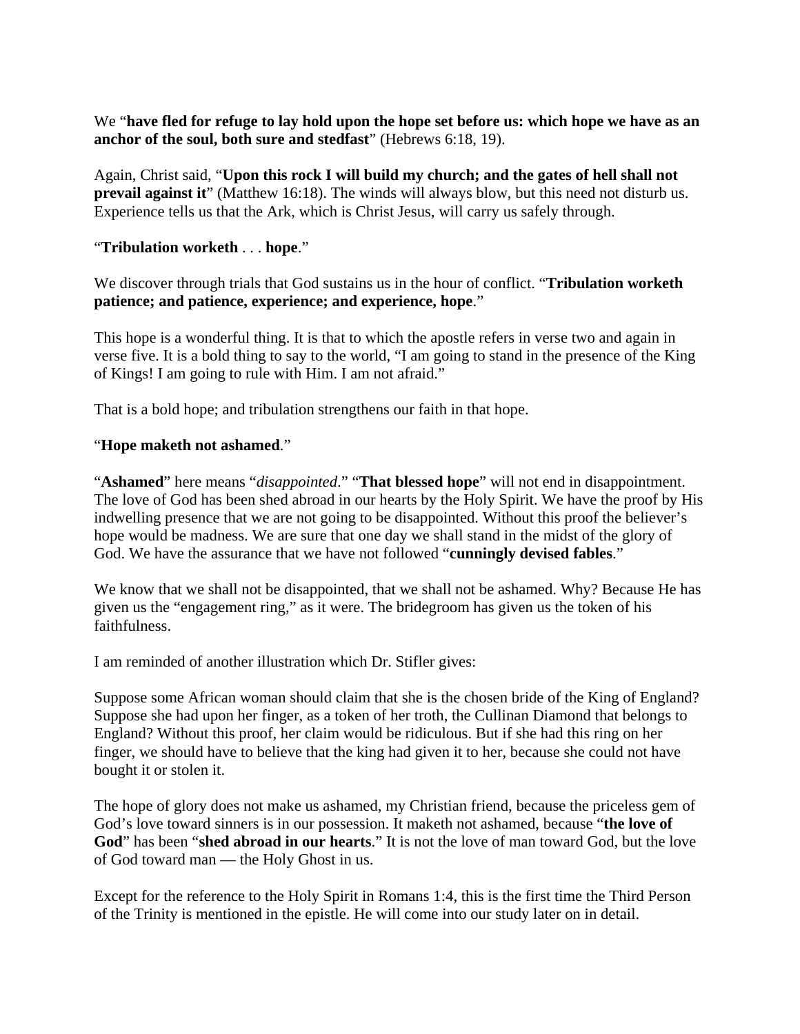We “**have fled for refuge to lay hold upon the hope set before us: which hope we have as an anchor of the soul, both sure and stedfast**” (Hebrews 6:18, 19).

Again, Christ said, “**Upon this rock I will build my church; and the gates of hell shall not prevail against it**” (Matthew 16:18). The winds will always blow, but this need not disturb us. Experience tells us that the Ark, which is Christ Jesus, will carry us safely through.

“**Tribulation worketh** . . . **hope**.”

We discover through trials that God sustains us in the hour of conflict. “**Tribulation worketh patience; and patience, experience; and experience, hope**.”

This hope is a wonderful thing. It is that to which the apostle refers in verse two and again in verse five. It is a bold thing to say to the world, “I am going to stand in the presence of the King of Kings! I am going to rule with Him. I am not afraid.”

That is a bold hope; and tribulation strengthens our faith in that hope.

“**Hope maketh not ashamed**.”

“**Ashamed**” here means “*disappointed*.” “**That blessed hope**” will not end in disappointment. The love of God has been shed abroad in our hearts by the Holy Spirit. We have the proof by His indwelling presence that we are not going to be disappointed. Without this proof the believer’s hope would be madness. We are sure that one day we shall stand in the midst of the glory of God. We have the assurance that we have not followed “**cunningly devised fables**.”

We know that we shall not be disappointed, that we shall not be ashamed. Why? Because He has given us the “engagement ring,” as it were. The bridegroom has given us the token of his faithfulness.

I am reminded of another illustration which Dr. Stifler gives:

Suppose some African woman should claim that she is the chosen bride of the King of England? Suppose she had upon her finger, as a token of her troth, the Cullinan Diamond that belongs to England? Without this proof, her claim would be ridiculous. But if she had this ring on her finger, we should have to believe that the king had given it to her, because she could not have bought it or stolen it.

The hope of glory does not make us ashamed, my Christian friend, because the priceless gem of God’s love toward sinners is in our possession. It maketh not ashamed, because “**the love of God**” has been “**shed abroad in our hearts**.” It is not the love of man toward God, but the love of God toward man — the Holy Ghost in us.

Except for the reference to the Holy Spirit in Romans 1:4, this is the first time the Third Person of the Trinity is mentioned in the epistle. He will come into our study later on in detail.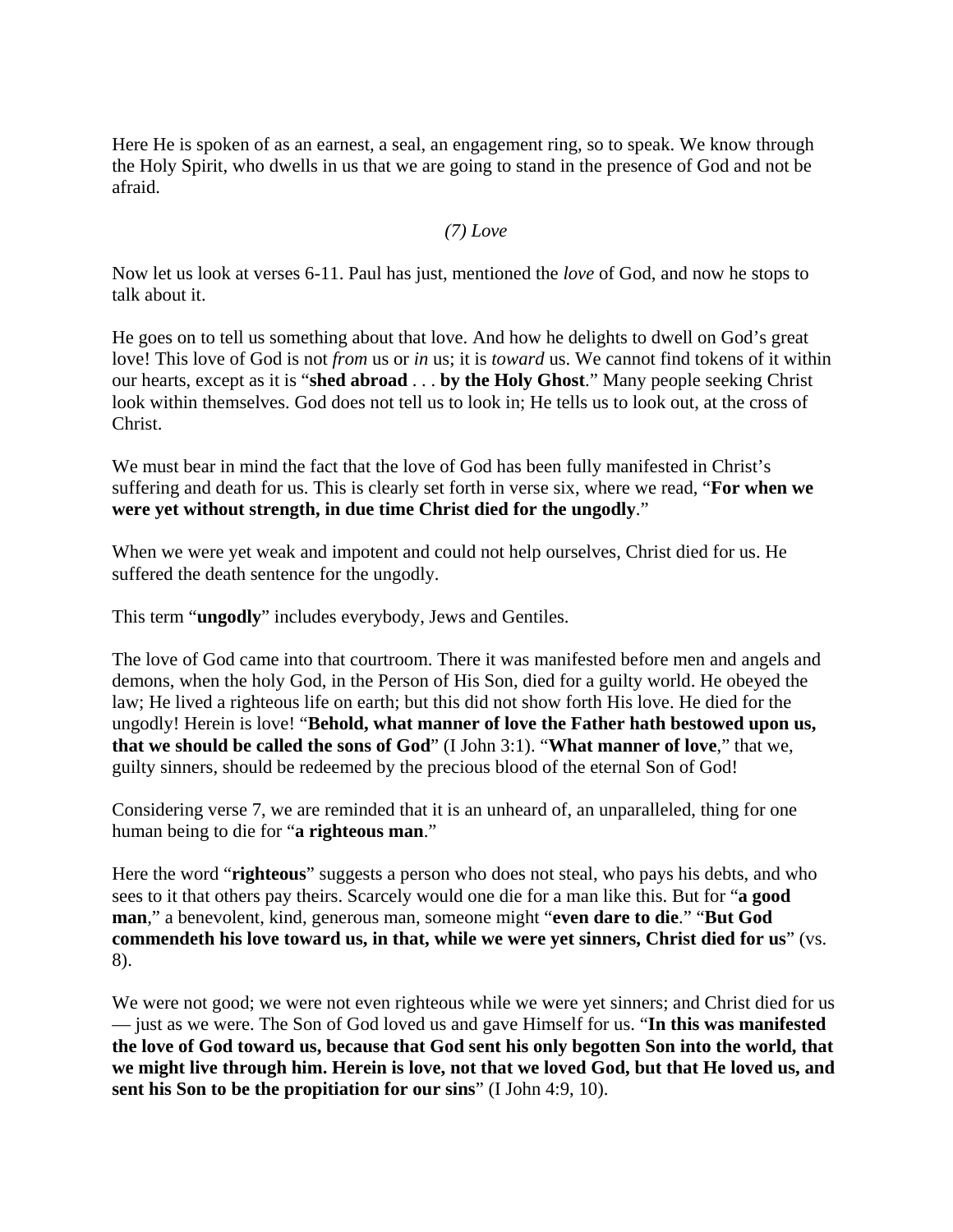Here He is spoken of as an earnest, a seal, an engagement ring, so to speak. We know through the Holy Spirit, who dwells in us that we are going to stand in the presence of God and not be afraid.

*(7) Love*

Now let us look at verses 6-11. Paul has just, mentioned the *love* of God, and now he stops to talk about it.

He goes on to tell us something about that love. And how he delights to dwell on God's great love! This love of God is not *from* us or *in* us; it is *toward* us. We cannot find tokens of it within our hearts, except as it is "**shed abroad** . . . **by the Holy Ghost**." Many people seeking Christ look within themselves. God does not tell us to look in; He tells us to look out, at the cross of Christ.

We must bear in mind the fact that the love of God has been fully manifested in Christ's suffering and death for us. This is clearly set forth in verse six, where we read, "**For when we were yet without strength, in due time Christ died for the ungodly**."

When we were yet weak and impotent and could not help ourselves, Christ died for us. He suffered the death sentence for the ungodly.

This term "**ungodly**" includes everybody, Jews and Gentiles.

The love of God came into that courtroom. There it was manifested before men and angels and demons, when the holy God, in the Person of His Son, died for a guilty world. He obeyed the law; He lived a righteous life on earth; but this did not show forth His love. He died for the ungodly! Herein is love! "**Behold, what manner of love the Father hath bestowed upon us, that we should be called the sons of God**" (I John 3:1). "**What manner of love**," that we, guilty sinners, should be redeemed by the precious blood of the eternal Son of God!

Considering verse 7, we are reminded that it is an unheard of, an unparalleled, thing for one human being to die for "**a righteous man**."

Here the word "**righteous**" suggests a person who does not steal, who pays his debts, and who sees to it that others pay theirs. Scarcely would one die for a man like this. But for "**a good man**," a benevolent, kind, generous man, someone might "**even dare to die**." "**But God commendeth his love toward us, in that, while we were yet sinners, Christ died for us**" (vs. 8).

We were not good; we were not even righteous while we were yet sinners; and Christ died for us — just as we were. The Son of God loved us and gave Himself for us. "**In this was manifested the love of God toward us, because that God sent his only begotten Son into the world, that we might live through him. Herein is love, not that we loved God, but that He loved us, and sent his Son to be the propitiation for our sins**" (I John 4:9, 10).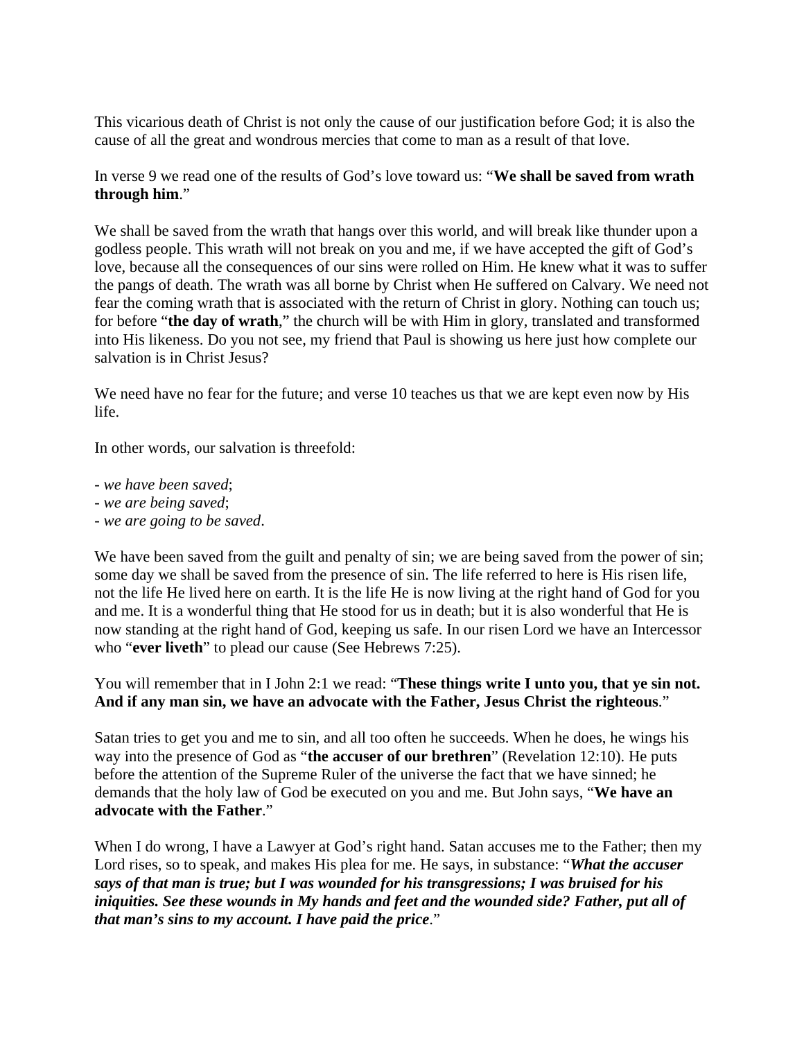This vicarious death of Christ is not only the cause of our justification before God; it is also the cause of all the great and wondrous mercies that come to man as a result of that love.

In verse 9 we read one of the results of God's love toward us: "**We shall be saved from wrath through him**."

We shall be saved from the wrath that hangs over this world, and will break like thunder upon a godless people. This wrath will not break on you and me, if we have accepted the gift of God's love, because all the consequences of our sins were rolled on Him. He knew what it was to suffer the pangs of death. The wrath was all borne by Christ when He suffered on Calvary. We need not fear the coming wrath that is associated with the return of Christ in glory. Nothing can touch us; for before "**the day of wrath**," the church will be with Him in glory, translated and transformed into His likeness. Do you not see, my friend that Paul is showing us here just how complete our salvation is in Christ Jesus?

We need have no fear for the future; and verse 10 teaches us that we are kept even now by His life.

In other words, our salvation is threefold:

- *we have been saved*;
- *we are being saved*;
- *we are going to be saved*.

We have been saved from the guilt and penalty of sin; we are being saved from the power of sin; some day we shall be saved from the presence of sin. The life referred to here is His risen life, not the life He lived here on earth. It is the life He is now living at the right hand of God for you and me. It is a wonderful thing that He stood for us in death; but it is also wonderful that He is now standing at the right hand of God, keeping us safe. In our risen Lord we have an Intercessor who "**ever liveth**" to plead our cause (See Hebrews 7:25).

You will remember that in I John 2:1 we read: "**These things write I unto you, that ye sin not. And if any man sin, we have an advocate with the Father, Jesus Christ the righteous**."

Satan tries to get you and me to sin, and all too often he succeeds. When he does, he wings his way into the presence of God as "**the accuser of our brethren**" (Revelation 12:10). He puts before the attention of the Supreme Ruler of the universe the fact that we have sinned; he demands that the holy law of God be executed on you and me. But John says, "**We have an advocate with the Father**."

When I do wrong, I have a Lawyer at God's right hand. Satan accuses me to the Father; then my Lord rises, so to speak, and makes His plea for me. He says, in substance: "***What the accuser says of that man is true; but I was wounded for his transgressions; I was bruised for his iniquities. See these wounds in My hands and feet and the wounded side? Father, put all of that man's sins to my account. I have paid the price***."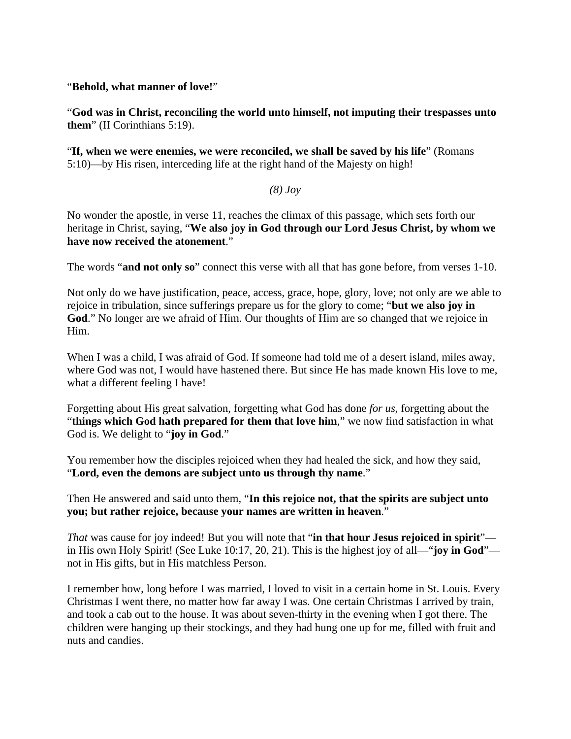"**Behold, what manner of love!**"

"**God was in Christ, reconciling the world unto himself, not imputing their trespasses unto them**" (II Corinthians 5:19).

"**If, when we were enemies, we were reconciled, we shall be saved by his life**" (Romans 5:10)—by His risen, interceding life at the right hand of the Majesty on high!

*(8) Joy*

No wonder the apostle, in verse 11, reaches the climax of this passage, which sets forth our heritage in Christ, saying, "**We also joy in God through our Lord Jesus Christ, by whom we have now received the atonement**."

The words "**and not only so**" connect this verse with all that has gone before, from verses 1-10.

Not only do we have justification, peace, access, grace, hope, glory, love; not only are we able to rejoice in tribulation, since sufferings prepare us for the glory to come; "**but we also joy in God**." No longer are we afraid of Him. Our thoughts of Him are so changed that we rejoice in Him.

When I was a child, I was afraid of God. If someone had told me of a desert island, miles away, where God was not, I would have hastened there. But since He has made known His love to me, what a different feeling I have!

Forgetting about His great salvation, forgetting what God has done *for us*, forgetting about the "**things which God hath prepared for them that love him**," we now find satisfaction in what God is. We delight to "**joy in God**."

You remember how the disciples rejoiced when they had healed the sick, and how they said, "**Lord, even the demons are subject unto us through thy name**."

Then He answered and said unto them, "**In this rejoice not, that the spirits are subject unto you; but rather rejoice, because your names are written in heaven**."

*That* was cause for joy indeed! But you will note that "**in that hour Jesus rejoiced in spirit**"—in His own Holy Spirit! (See Luke 10:17, 20, 21). This is the highest joy of all—"**joy in God**"—not in His gifts, but in His matchless Person.

I remember how, long before I was married, I loved to visit in a certain home in St. Louis. Every Christmas I went there, no matter how far away I was. One certain Christmas I arrived by train, and took a cab out to the house. It was about seven-thirty in the evening when I got there. The children were hanging up their stockings, and they had hung one up for me, filled with fruit and nuts and candies.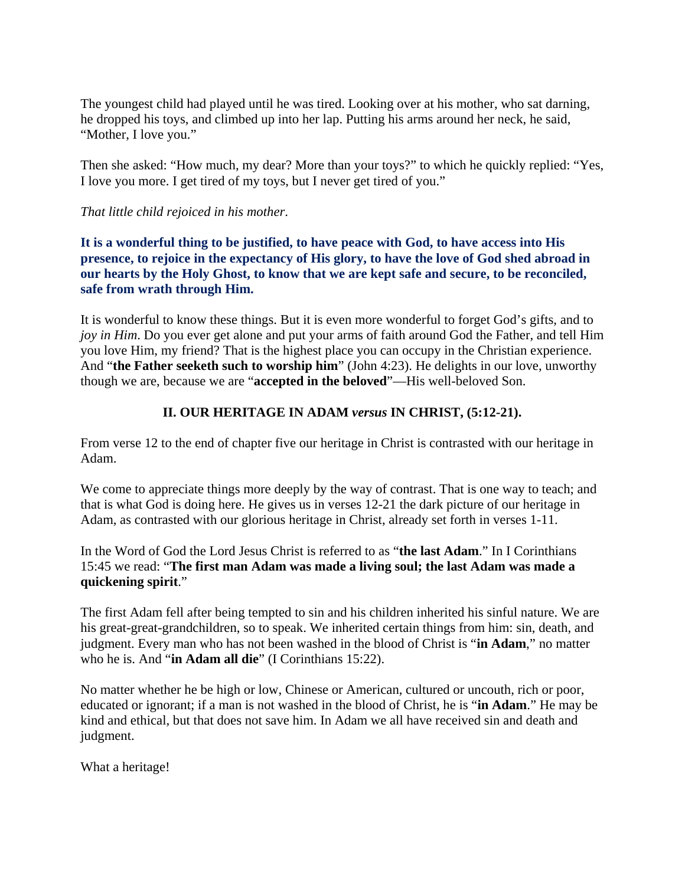The youngest child had played until he was tired. Looking over at his mother, who sat darning, he dropped his toys, and climbed up into her lap. Putting his arms around her neck, he said, “Mother, I love you.”

Then she asked: “How much, my dear? More than your toys?” to which he quickly replied: “Yes, I love you more. I get tired of my toys, but I never get tired of you.”

*That little child rejoiced in his mother*.

**It is a wonderful thing to be justified, to have peace with God, to have access into His presence, to rejoice in the expectancy of His glory, to have the love of God shed abroad in our hearts by the Holy Ghost, to know that we are kept safe and secure, to be reconciled, safe from wrath through Him.**

It is wonderful to know these things. But it is even more wonderful to forget God’s gifts, and to *joy in Him*. Do you ever get alone and put your arms of faith around God the Father, and tell Him you love Him, my friend? That is the highest place you can occupy in the Christian experience. And “**the Father seeketh such to worship him**” (John 4:23). He delights in our love, unworthy though we are, because we are “**accepted in the beloved**”—His well-beloved Son.

## II. OUR HERITAGE IN ADAM *versus* IN CHRIST, (5:12-21).

From verse 12 to the end of chapter five our heritage in Christ is contrasted with our heritage in Adam.

We come to appreciate things more deeply by the way of contrast. That is one way to teach; and that is what God is doing here. He gives us in verses 12-21 the dark picture of our heritage in Adam, as contrasted with our glorious heritage in Christ, already set forth in verses 1-11.

In the Word of God the Lord Jesus Christ is referred to as “**the last Adam**.” In I Corinthians 15:45 we read: “**The first man Adam was made a living soul; the last Adam was made a quickening spirit**.”

The first Adam fell after being tempted to sin and his children inherited his sinful nature. We are his great-great-grandchildren, so to speak. We inherited certain things from him: sin, death, and judgment. Every man who has not been washed in the blood of Christ is “**in Adam**,” no matter who he is. And “**in Adam all die**” (I Corinthians 15:22).

No matter whether he be high or low, Chinese or American, cultured or uncouth, rich or poor, educated or ignorant; if a man is not washed in the blood of Christ, he is “**in Adam**.” He may be kind and ethical, but that does not save him. In Adam we all have received sin and death and judgment.

What a heritage!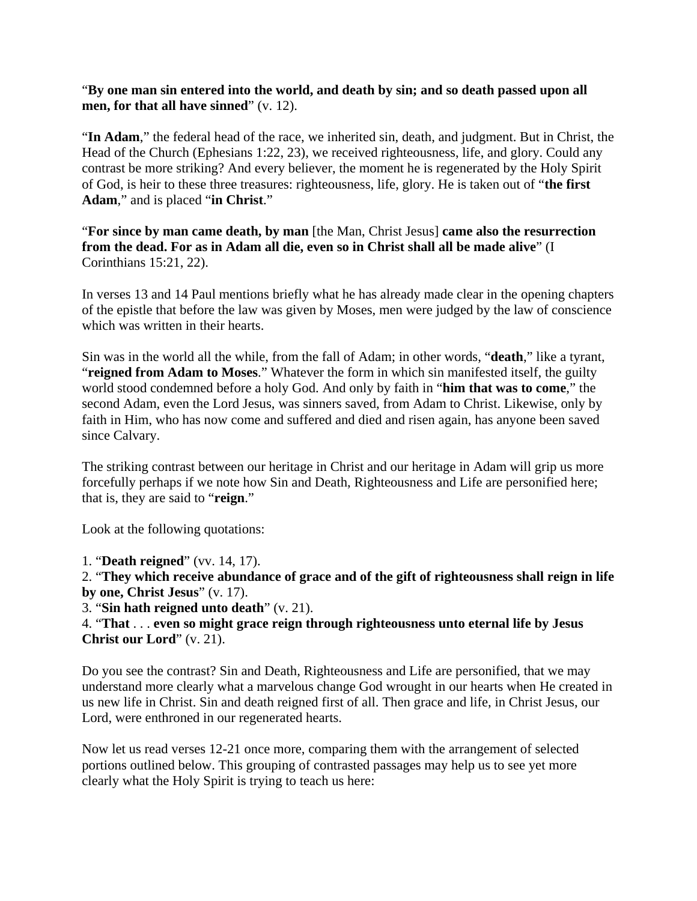"**By one man sin entered into the world, and death by sin; and so death passed upon all men, for that all have sinned**" (v. 12).

"**In Adam**," the federal head of the race, we inherited sin, death, and judgment. But in Christ, the Head of the Church (Ephesians 1:22, 23), we received righteousness, life, and glory. Could any contrast be more striking? And every believer, the moment he is regenerated by the Holy Spirit of God, is heir to these three treasures: righteousness, life, glory. He is taken out of "**the first Adam**," and is placed "**in Christ**."

"**For since by man came death, by man** [the Man, Christ Jesus] **came also the resurrection from the dead. For as in Adam all die, even so in Christ shall all be made alive**" (I Corinthians 15:21, 22).

In verses 13 and 14 Paul mentions briefly what he has already made clear in the opening chapters of the epistle that before the law was given by Moses, men were judged by the law of conscience which was written in their hearts.

Sin was in the world all the while, from the fall of Adam; in other words, "**death**," like a tyrant, "**reigned from Adam to Moses**." Whatever the form in which sin manifested itself, the guilty world stood condemned before a holy God. And only by faith in "**him that was to come**," the second Adam, even the Lord Jesus, was sinners saved, from Adam to Christ. Likewise, only by faith in Him, who has now come and suffered and died and risen again, has anyone been saved since Calvary.

The striking contrast between our heritage in Christ and our heritage in Adam will grip us more forcefully perhaps if we note how Sin and Death, Righteousness and Life are personified here; that is, they are said to "**reign**."

Look at the following quotations:

1. "**Death reigned**" (vv. 14, 17).
2. "**They which receive abundance of grace and of the gift of righteousness shall reign in life by one, Christ Jesus**" (v. 17).
3. "**Sin hath reigned unto death**" (v. 21).
4. "**That** . . . **even so might grace reign through righteousness unto eternal life by Jesus Christ our Lord**" (v. 21).

Do you see the contrast? Sin and Death, Righteousness and Life are personified, that we may understand more clearly what a marvelous change God wrought in our hearts when He created in us new life in Christ. Sin and death reigned first of all. Then grace and life, in Christ Jesus, our Lord, were enthroned in our regenerated hearts.

Now let us read verses 12-21 once more, comparing them with the arrangement of selected portions outlined below. This grouping of contrasted passages may help us to see yet more clearly what the Holy Spirit is trying to teach us here: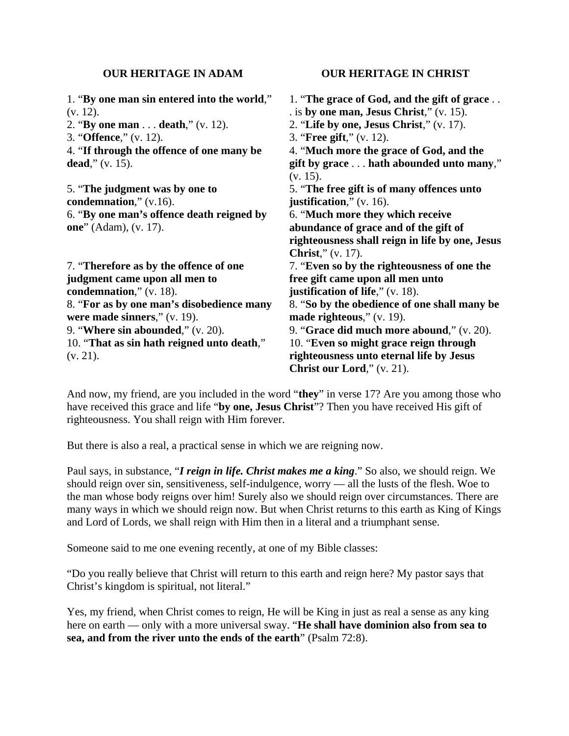| OUR HERITAGE IN ADAM | OUR HERITAGE IN CHRIST |
|---|---|
| 1. "**By one man sin entered into the world**," (v. 12). | 1. "**The grace of God, and the gift of grace** . . . is **by one man, Jesus Christ**," (v. 15). |
| 2. "**By one man** . . . **death**," (v. 12). | 2. "**Life by one, Jesus Christ**," (v. 17). |
| 3. "**Offence**," (v. 12). | 3. "**Free gift**," (v. 12). |
| 4. "**If through the offence of one many be dead**," (v. 15). | 4. "**Much more the grace of God, and the gift by grace** . . . **hath abounded unto many**," (v. 15). |
| 5. "**The judgment was by one to condemnation**," (v.16). | 5. "**The free gift is of many offences unto justification**," (v. 16). |
| 6. "**By one man's offence death reigned by one**" (Adam), (v. 17). | 6. "**Much more they which receive abundance of grace and of the gift of righteousness shall reign in life by one, Jesus Christ**," (v. 17). |
| 7. "**Therefore as by the offence of one judgment came upon all men to condemnation**," (v. 18). | 7. "**Even so by the righteousness of one the free gift came upon all men unto justification of life**," (v. 18). |
| 8. "**For as by one man's disobedience many were made sinners**," (v. 19). | 8. "**So by the obedience of one shall many be made righteous**," (v. 19). |
| 9. "**Where sin abounded**," (v. 20). | 9. "**Grace did much more abound**," (v. 20). |
| 10. "**That as sin hath reigned unto death**," (v. 21). | 10. "**Even so might grace reign through righteousness unto eternal life by Jesus Christ our Lord**," (v. 21). |

And now, my friend, are you included in the word "**they**" in verse 17? Are you among those who have received this grace and life "**by one, Jesus Christ**"? Then you have received His gift of righteousness. You shall reign with Him forever.

But there is also a real, practical sense in which we are reigning now.

Paul says, in substance, "***I reign in life. Christ makes me a king***." So also, we should reign. We should reign over sin, sensitiveness, self-indulgence, worry — all the lusts of the flesh. Woe to the man whose body reigns over him! Surely also we should reign over circumstances. There are many ways in which we should reign now. But when Christ returns to this earth as King of Kings and Lord of Lords, we shall reign with Him then in a literal and a triumphant sense.

Someone said to me one evening recently, at one of my Bible classes:

"Do you really believe that Christ will return to this earth and reign here? My pastor says that Christ's kingdom is spiritual, not literal."

Yes, my friend, when Christ comes to reign, He will be King in just as real a sense as any king here on earth — only with a more universal sway. "**He shall have dominion also from sea to sea, and from the river unto the ends of the earth**" (Psalm 72:8).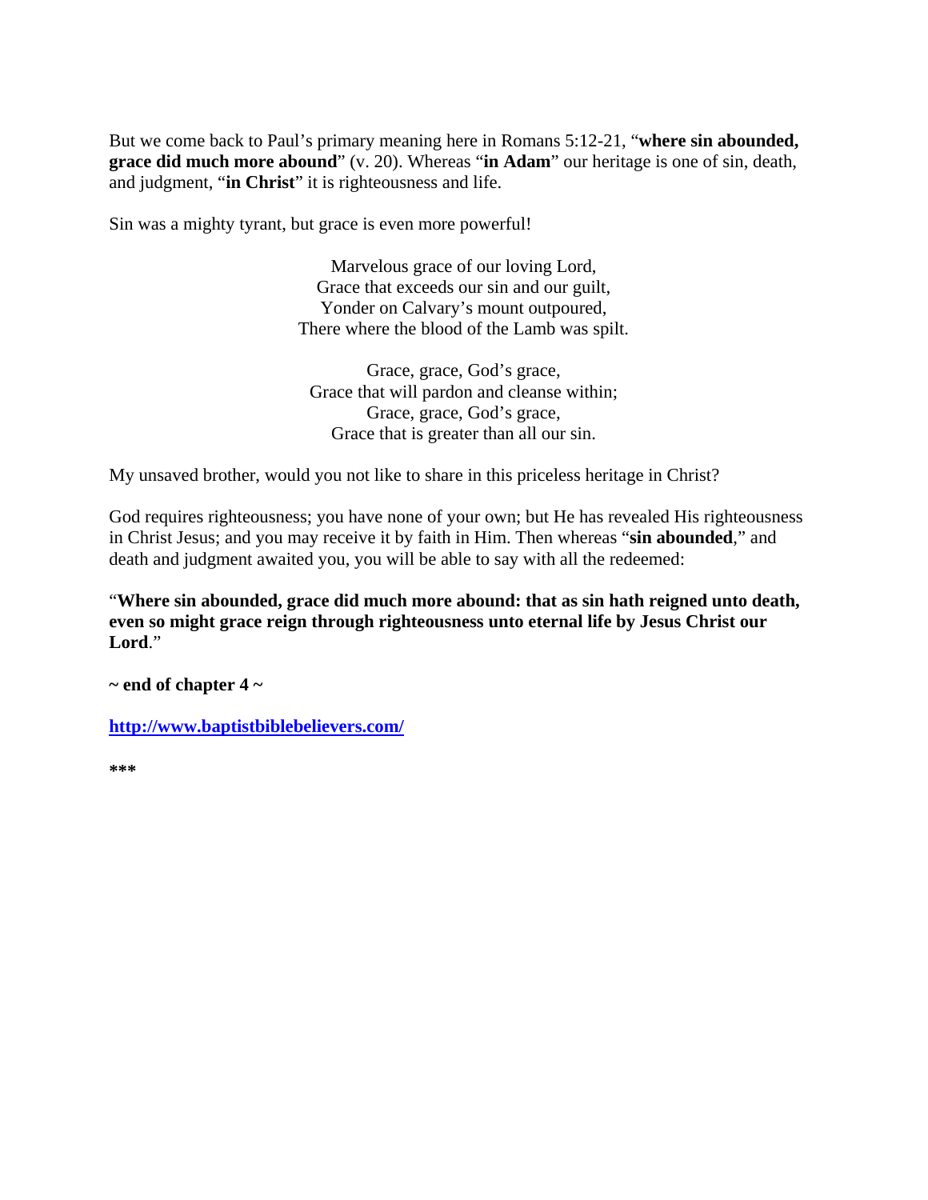But we come back to Paul's primary meaning here in Romans 5:12-21, "**where sin abounded, grace did much more abound**" (v. 20). Whereas "**in Adam**" our heritage is one of sin, death, and judgment, "**in Christ**" it is righteousness and life.

Sin was a mighty tyrant, but grace is even more powerful!

Marvelous grace of our loving Lord,  
Grace that exceeds our sin and our guilt,  
Yonder on Calvary's mount outpoured,  
There where the blood of the Lamb was spilt.

Grace, grace, God's grace,  
Grace that will pardon and cleanse within;  
Grace, grace, God's grace,  
Grace that is greater than all our sin.

My unsaved brother, would you not like to share in this priceless heritage in Christ?

God requires righteousness; you have none of your own; but He has revealed His righteousness in Christ Jesus; and you may receive it by faith in Him. Then whereas "**sin abounded**," and death and judgment awaited you, you will be able to say with all the redeemed:

"**Where sin abounded, grace did much more abound: that as sin hath reigned unto death, even so might grace reign through righteousness unto eternal life by Jesus Christ our Lord**."

**~ end of chapter 4 ~**

**http://www.baptistbiblebelievers.com/**

**\*\*\***